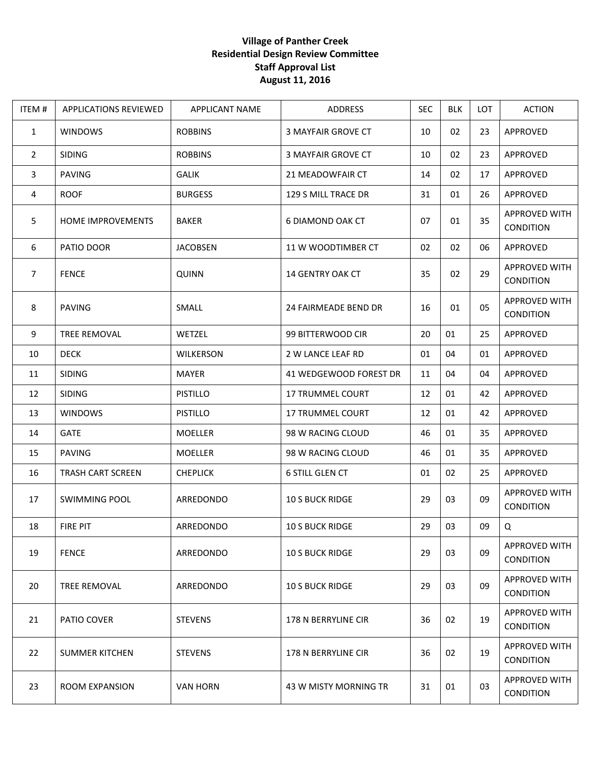**Village of Panther Creek**
**Residential Design Review Committee**
**Staff Approval List**
**August 11, 2016**

| ITEM # | APPLICATIONS REVIEWED | APPLICANT NAME | ADDRESS | SEC | BLK | LOT | ACTION |
|---|---|---|---|---|---|---|---|
| 1 | WINDOWS | ROBBINS | 3 MAYFAIR GROVE CT | 10 | 02 | 23 | APPROVED |
| 2 | SIDING | ROBBINS | 3 MAYFAIR GROVE CT | 10 | 02 | 23 | APPROVED |
| 3 | PAVING | GALIK | 21 MEADOWFAIR CT | 14 | 02 | 17 | APPROVED |
| 4 | ROOF | BURGESS | 129 S MILL TRACE DR | 31 | 01 | 26 | APPROVED |
| 5 | HOME IMPROVEMENTS | BAKER | 6 DIAMOND OAK CT | 07 | 01 | 35 | APPROVED WITH CONDITION |
| 6 | PATIO DOOR | JACOBSEN | 11 W WOODTIMBER CT | 02 | 02 | 06 | APPROVED |
| 7 | FENCE | QUINN | 14 GENTRY OAK CT | 35 | 02 | 29 | APPROVED WITH CONDITION |
| 8 | PAVING | SMALL | 24 FAIRMEADE BEND DR | 16 | 01 | 05 | APPROVED WITH CONDITION |
| 9 | TREE REMOVAL | WETZEL | 99 BITTERWOOD CIR | 20 | 01 | 25 | APPROVED |
| 10 | DECK | WILKERSON | 2 W LANCE LEAF RD | 01 | 04 | 01 | APPROVED |
| 11 | SIDING | MAYER | 41 WEDGEWOOD FOREST DR | 11 | 04 | 04 | APPROVED |
| 12 | SIDING | PISTILLO | 17 TRUMMEL COURT | 12 | 01 | 42 | APPROVED |
| 13 | WINDOWS | PISTILLO | 17 TRUMMEL COURT | 12 | 01 | 42 | APPROVED |
| 14 | GATE | MOELLER | 98 W RACING CLOUD | 46 | 01 | 35 | APPROVED |
| 15 | PAVING | MOELLER | 98 W RACING CLOUD | 46 | 01 | 35 | APPROVED |
| 16 | TRASH CART SCREEN | CHEPLICK | 6 STILL GLEN CT | 01 | 02 | 25 | APPROVED |
| 17 | SWIMMING POOL | ARREDONDO | 10 S BUCK RIDGE | 29 | 03 | 09 | APPROVED WITH CONDITION |
| 18 | FIRE PIT | ARREDONDO | 10 S BUCK RIDGE | 29 | 03 | 09 | Q |
| 19 | FENCE | ARREDONDO | 10 S BUCK RIDGE | 29 | 03 | 09 | APPROVED WITH CONDITION |
| 20 | TREE REMOVAL | ARREDONDO | 10 S BUCK RIDGE | 29 | 03 | 09 | APPROVED WITH CONDITION |
| 21 | PATIO COVER | STEVENS | 178 N BERRYLINE CIR | 36 | 02 | 19 | APPROVED WITH CONDITION |
| 22 | SUMMER KITCHEN | STEVENS | 178 N BERRYLINE CIR | 36 | 02 | 19 | APPROVED WITH CONDITION |
| 23 | ROOM EXPANSION | VAN HORN | 43 W MISTY MORNING TR | 31 | 01 | 03 | APPROVED WITH CONDITION |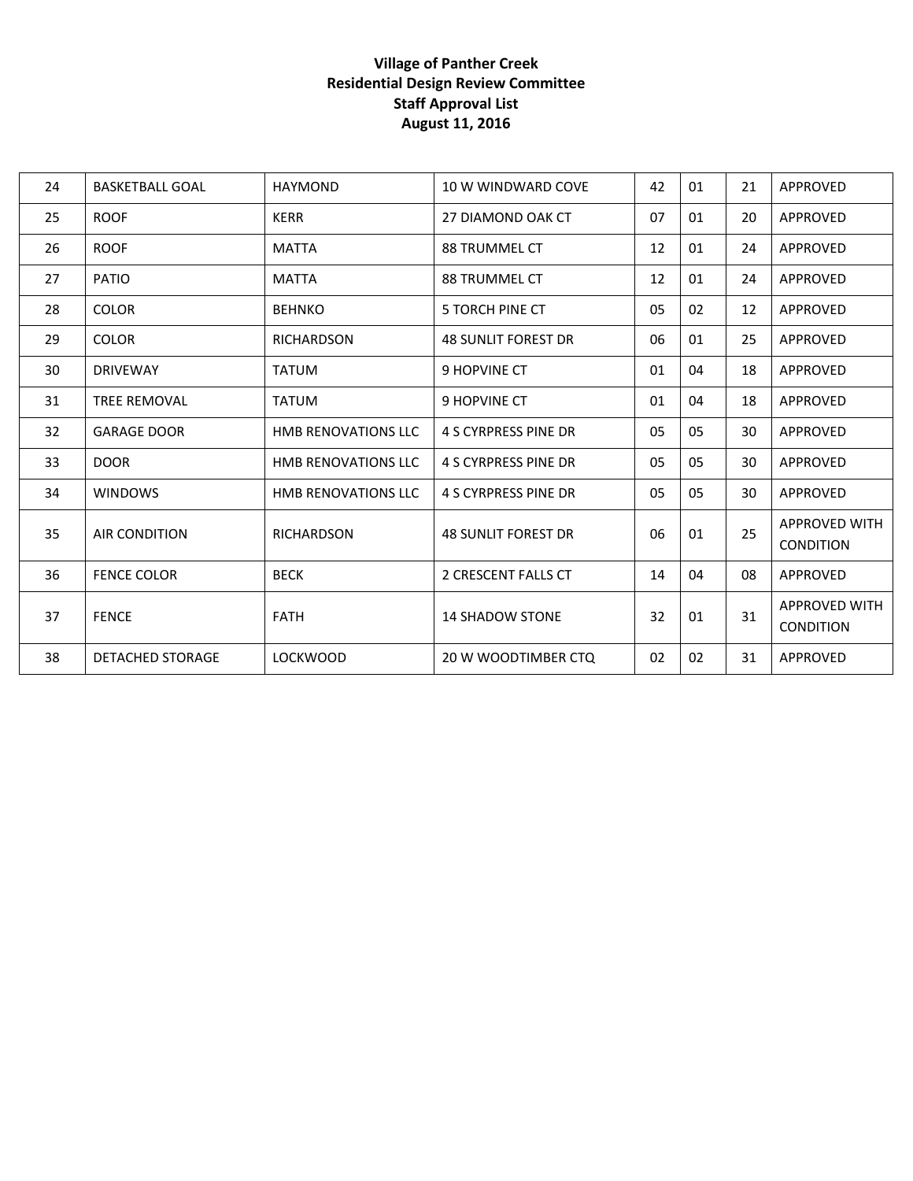**Village of Panther Creek**
**Residential Design Review Committee**
**Staff Approval List**
**August 11, 2016**

| | | | | | | | |
|---|---|---|---|---|---|---|---|
| 24 | BASKETBALL GOAL | HAYMOND | 10 W WINDWARD COVE | 42 | 01 | 21 | APPROVED |
| 25 | ROOF | KERR | 27 DIAMOND OAK CT | 07 | 01 | 20 | APPROVED |
| 26 | ROOF | MATTA | 88 TRUMMEL CT | 12 | 01 | 24 | APPROVED |
| 27 | PATIO | MATTA | 88 TRUMMEL CT | 12 | 01 | 24 | APPROVED |
| 28 | COLOR | BEHNKO | 5 TORCH PINE CT | 05 | 02 | 12 | APPROVED |
| 29 | COLOR | RICHARDSON | 48 SUNLIT FOREST DR | 06 | 01 | 25 | APPROVED |
| 30 | DRIVEWAY | TATUM | 9 HOPVINE CT | 01 | 04 | 18 | APPROVED |
| 31 | TREE REMOVAL | TATUM | 9 HOPVINE CT | 01 | 04 | 18 | APPROVED |
| 32 | GARAGE DOOR | HMB RENOVATIONS LLC | 4 S CYRPRESS PINE DR | 05 | 05 | 30 | APPROVED |
| 33 | DOOR | HMB RENOVATIONS LLC | 4 S CYRPRESS PINE DR | 05 | 05 | 30 | APPROVED |
| 34 | WINDOWS | HMB RENOVATIONS LLC | 4 S CYRPRESS PINE DR | 05 | 05 | 30 | APPROVED |
| 35 | AIR CONDITION | RICHARDSON | 48 SUNLIT FOREST DR | 06 | 01 | 25 | APPROVED WITH CONDITION |
| 36 | FENCE COLOR | BECK | 2 CRESCENT FALLS CT | 14 | 04 | 08 | APPROVED |
| 37 | FENCE | FATH | 14 SHADOW STONE | 32 | 01 | 31 | APPROVED WITH CONDITION |
| 38 | DETACHED STORAGE | LOCKWOOD | 20 W WOODTIMBER CTQ | 02 | 02 | 31 | APPROVED |